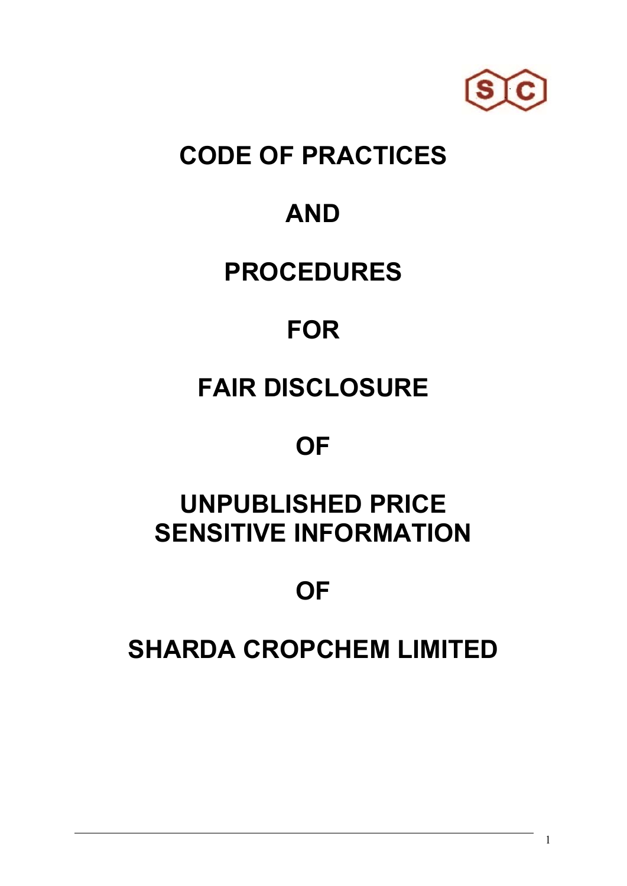# CODE OF PRACTICES

# AND

# PROCEDURES

# FOR

# FAIR DISCLOSURE

# OF

# UNPUBLISHED PRICE SENSITIVE INFORMATION

# OF

# SHARDA CROPCHEM LIMITED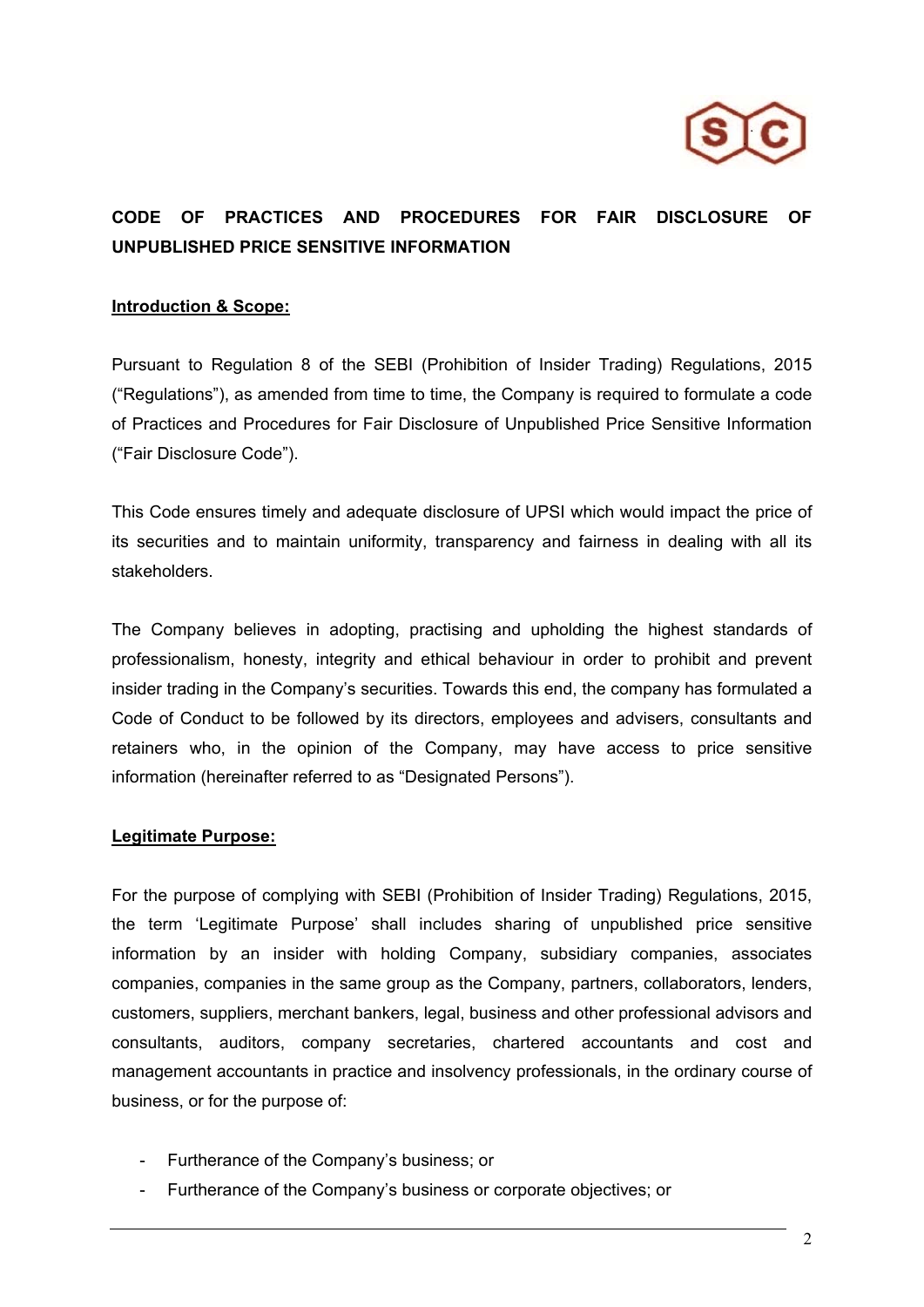**CODE OF PRACTICES AND PROCEDURES FOR FAIR DISCLOSURE OF UNPUBLISHED PRICE SENSITIVE INFORMATION**

**Introduction & Scope:**

Pursuant to Regulation 8 of the SEBI (Prohibition of Insider Trading) Regulations, 2015 ("Regulations"), as amended from time to time, the Company is required to formulate a code of Practices and Procedures for Fair Disclosure of Unpublished Price Sensitive Information ("Fair Disclosure Code").

This Code ensures timely and adequate disclosure of UPSI which would impact the price of its securities and to maintain uniformity, transparency and fairness in dealing with all its stakeholders.

The Company believes in adopting, practising and upholding the highest standards of professionalism, honesty, integrity and ethical behaviour in order to prohibit and prevent insider trading in the Company's securities. Towards this end, the company has formulated a Code of Conduct to be followed by its directors, employees and advisers, consultants and retainers who, in the opinion of the Company, may have access to price sensitive information (hereinafter referred to as "Designated Persons").

**Legitimate Purpose:**

For the purpose of complying with SEBI (Prohibition of Insider Trading) Regulations, 2015, the term 'Legitimate Purpose' shall includes sharing of unpublished price sensitive information by an insider with holding Company, subsidiary companies, associates companies, companies in the same group as the Company, partners, collaborators, lenders, customers, suppliers, merchant bankers, legal, business and other professional advisors and consultants, auditors, company secretaries, chartered accountants and cost and management accountants in practice and insolvency professionals, in the ordinary course of business, or for the purpose of:

- Furtherance of the Company's business; or
- Furtherance of the Company's business or corporate objectives; or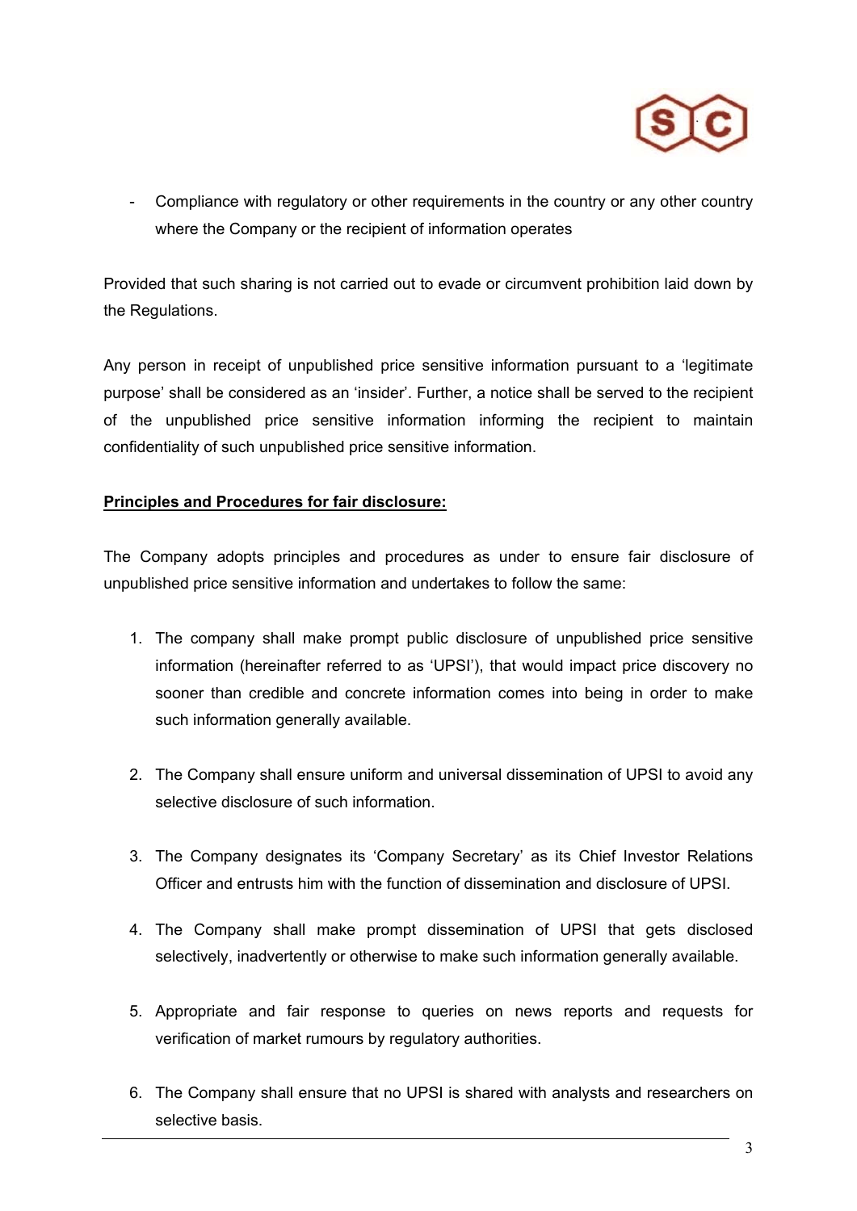- Compliance with regulatory or other requirements in the country or any other country where the Company or the recipient of information operates

Provided that such sharing is not carried out to evade or circumvent prohibition laid down by the Regulations.

Any person in receipt of unpublished price sensitive information pursuant to a 'legitimate purpose' shall be considered as an 'insider'. Further, a notice shall be served to the recipient of the unpublished price sensitive information informing the recipient to maintain confidentiality of such unpublished price sensitive information.

**Principles and Procedures for fair disclosure:**

The Company adopts principles and procedures as under to ensure fair disclosure of unpublished price sensitive information and undertakes to follow the same:

1. The company shall make prompt public disclosure of unpublished price sensitive information (hereinafter referred to as 'UPSI'), that would impact price discovery no sooner than credible and concrete information comes into being in order to make such information generally available.

2. The Company shall ensure uniform and universal dissemination of UPSI to avoid any selective disclosure of such information.

3. The Company designates its 'Company Secretary' as its Chief Investor Relations Officer and entrusts him with the function of dissemination and disclosure of UPSI.

4. The Company shall make prompt dissemination of UPSI that gets disclosed selectively, inadvertently or otherwise to make such information generally available.

5. Appropriate and fair response to queries on news reports and requests for verification of market rumours by regulatory authorities.

6. The Company shall ensure that no UPSI is shared with analysts and researchers on selective basis.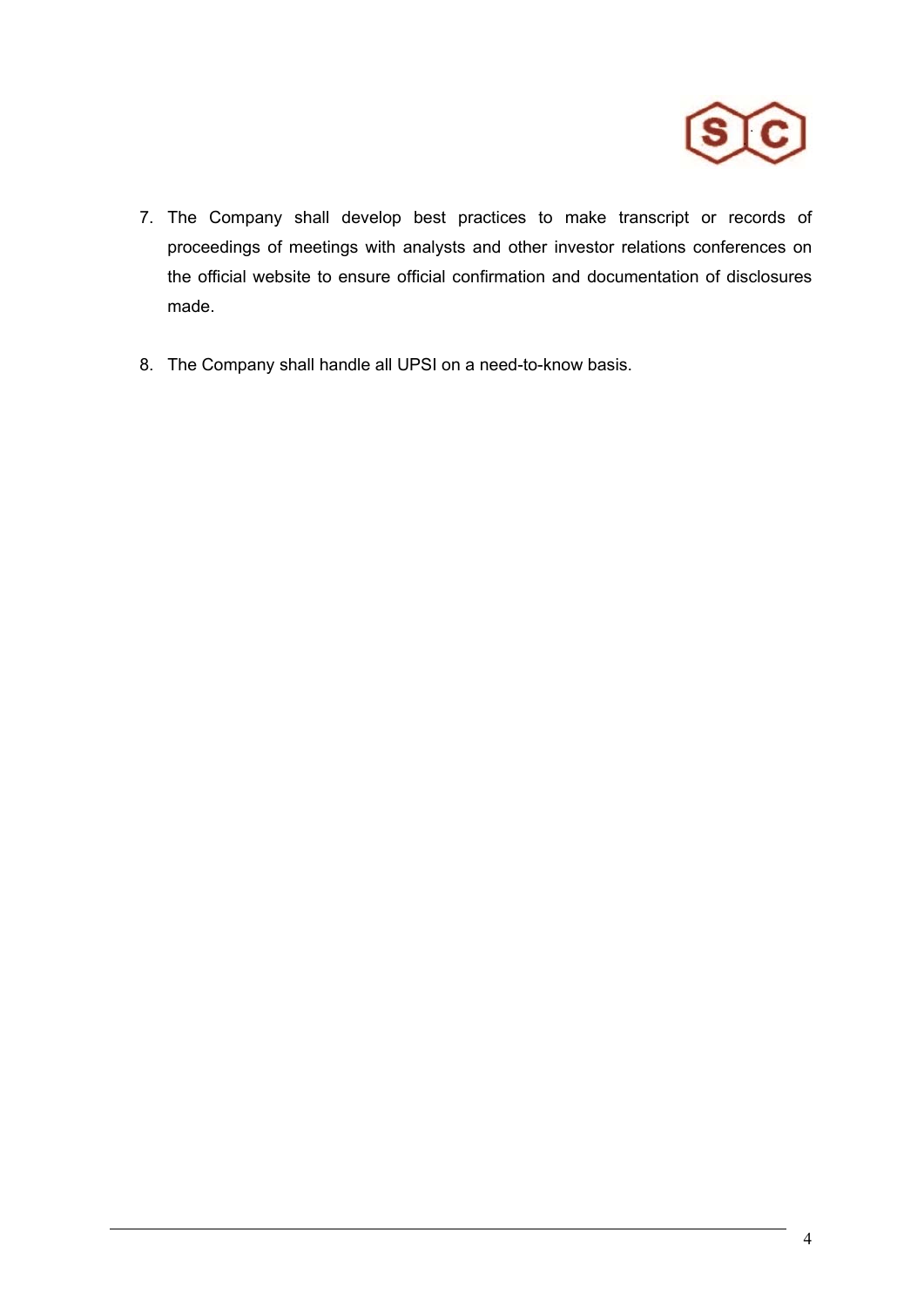7. The Company shall develop best practices to make transcript or records of proceedings of meetings with analysts and other investor relations conferences on the official website to ensure official confirmation and documentation of disclosures made.

8. The Company shall handle all UPSI on a need-to-know basis.